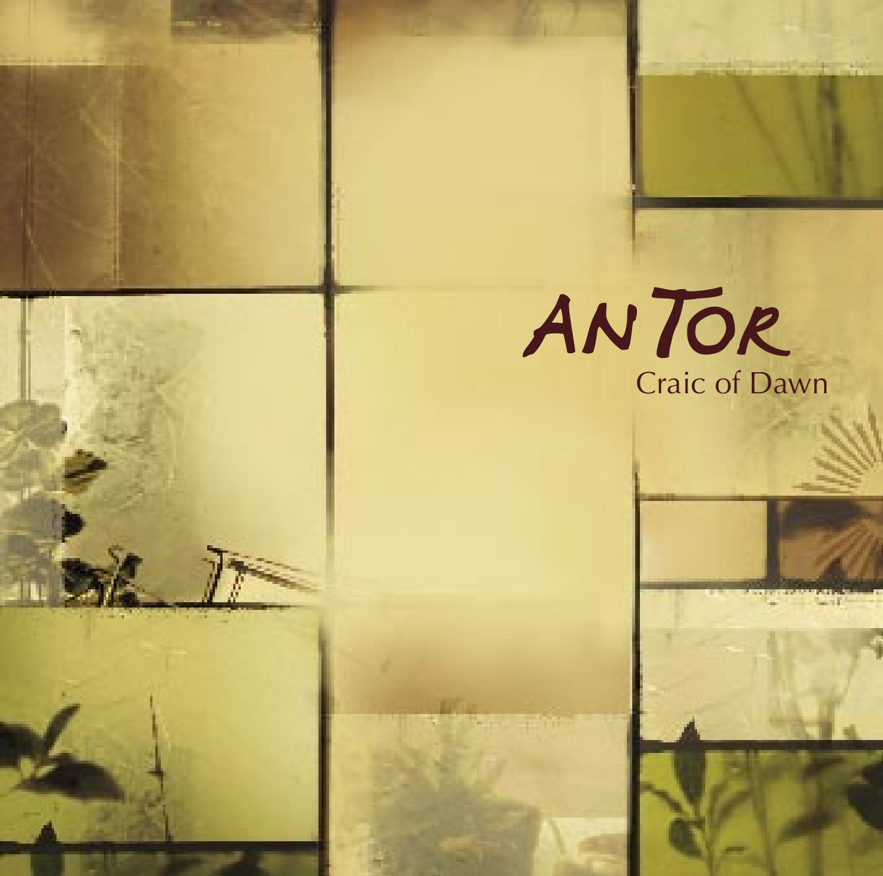# AN TOR

## Craic of Dawn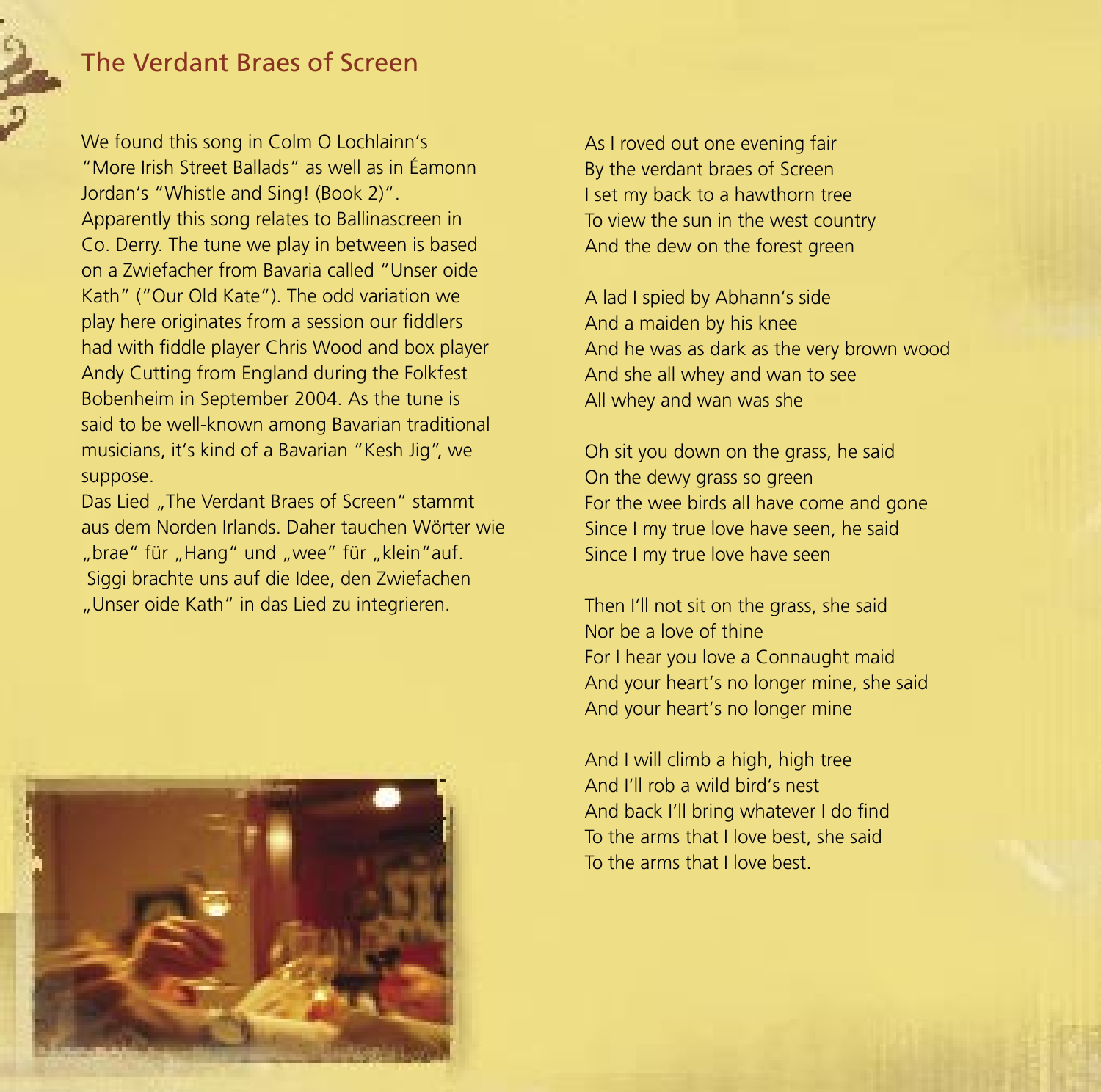## The Verdant Braes of Screen

We found this song in Colm O Lochlainn's "More Irish Street Ballads" as well as in Éamonn Jordan's "Whistle and Sing! (Book 2)". Apparently this song relates to Ballinascreen in Co. Derry. The tune we play in between is based on a Zwiefacher from Bavaria called "Unser oide Kath" ("Our Old Kate"). The odd variation we play here originates from a session our fiddlers had with fiddle player Chris Wood and box player Andy Cutting from England during the Folkfest Bobenheim in September 2004. As the tune is said to be well-known among Bavarian traditional musicians, it's kind of a Bavarian "Kesh Jig", we suppose.
Das Lied „The Verdant Braes of Screen" stammt aus dem Norden Irlands. Daher tauchen Wörter wie „brae" für „Hang" und „wee" für „klein"auf. Siggi brachte uns auf die Idee, den Zwiefachen „Unser oide Kath" in das Lied zu integrieren.

As I roved out one evening fair
By the verdant braes of Screen
I set my back to a hawthorn tree
To view the sun in the west country
And the dew on the forest green

A lad I spied by Abhann's side
And a maiden by his knee
And he was as dark as the very brown wood
And she all whey and wan to see
All whey and wan was she

Oh sit you down on the grass, he said
On the dewy grass so green
For the wee birds all have come and gone
Since I my true love have seen, he said
Since I my true love have seen

Then I'll not sit on the grass, she said
Nor be a love of thine
For I hear you love a Connaught maid
And your heart's no longer mine, she said
And your heart's no longer mine

And I will climb a high, high tree
And I'll rob a wild bird's nest
And back I'll bring whatever I do find
To the arms that I love best, she said
To the arms that I love best.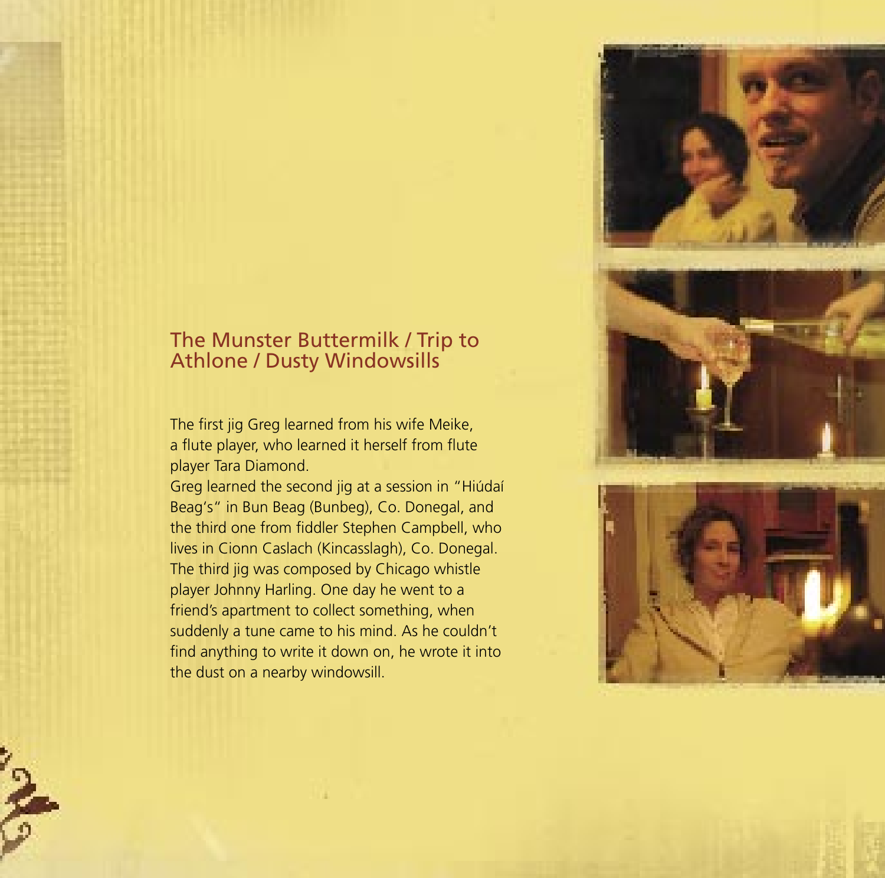## The Munster Buttermilk / Trip to Athlone / Dusty Windowsills

The first jig Greg learned from his wife Meike, a flute player, who learned it herself from flute player Tara Diamond.
Greg learned the second jig at a session in "Hiúdaí Beag's" in Bun Beag (Bunbeg), Co. Donegal, and the third one from fiddler Stephen Campbell, who lives in Cionn Caslach (Kincasslagh), Co. Donegal. The third jig was composed by Chicago whistle player Johnny Harling. One day he went to a friend's apartment to collect something, when suddenly a tune came to his mind. As he couldn't find anything to write it down on, he wrote it into the dust on a nearby windowsill.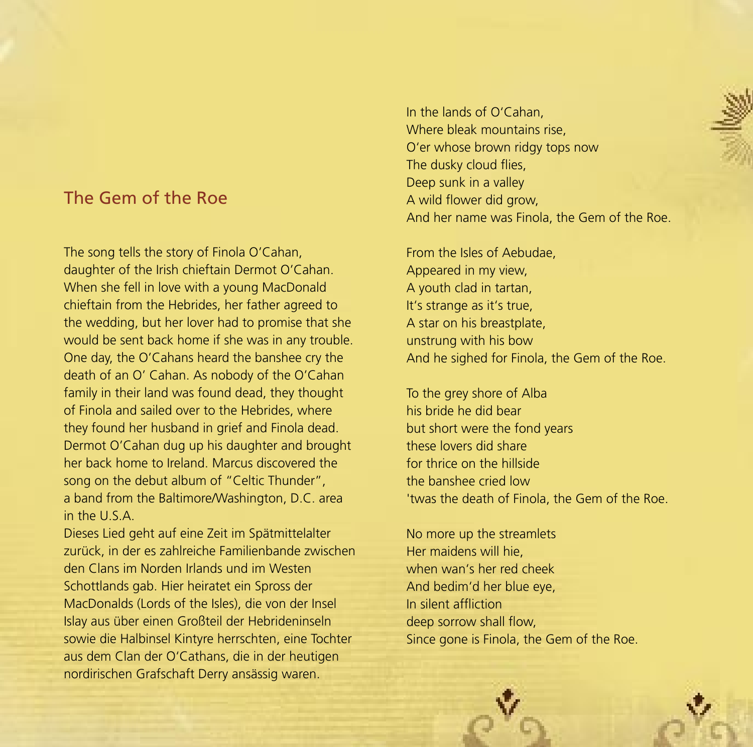## The Gem of the Roe

The song tells the story of Finola O'Cahan, daughter of the Irish chieftain Dermot O'Cahan. When she fell in love with a young MacDonald chieftain from the Hebrides, her father agreed to the wedding, but her lover had to promise that she would be sent back home if she was in any trouble. One day, the O'Cahans heard the banshee cry the death of an O' Cahan. As nobody of the O'Cahan family in their land was found dead, they thought of Finola and sailed over to the Hebrides, where they found her husband in grief and Finola dead. Dermot O'Cahan dug up his daughter and brought her back home to Ireland. Marcus discovered the song on the debut album of "Celtic Thunder", a band from the Baltimore/Washington, D.C. area in the U.S.A.

Dieses Lied geht auf eine Zeit im Spätmittelalter zurück, in der es zahlreiche Familienbande zwischen den Clans im Norden Irlands und im Westen Schottlands gab. Hier heiratet ein Spross der MacDonalds (Lords of the Isles), die von der Insel Islay aus über einen Großteil der Hebrideninseln sowie die Halbinsel Kintyre herrschten, eine Tochter aus dem Clan der O'Cathans, die in der heutigen nordirischen Grafschaft Derry ansässig waren.

In the lands of O'Cahan,
Where bleak mountains rise,
O'er whose brown ridgy tops now
The dusky cloud flies,
Deep sunk in a valley
A wild flower did grow,
And her name was Finola, the Gem of the Roe.

From the Isles of Aebudae,
Appeared in my view,
A youth clad in tartan,
It's strange as it's true,
A star on his breastplate,
unstrung with his bow
And he sighed for Finola, the Gem of the Roe.

To the grey shore of Alba
his bride he did bear
but short were the fond years
these lovers did share
for thrice on the hillside
the banshee cried low
'twas the death of Finola, the Gem of the Roe.

No more up the streamlets
Her maidens will hie,
when wan's her red cheek
And bedim'd her blue eye,
In silent affliction
deep sorrow shall flow,
Since gone is Finola, the Gem of the Roe.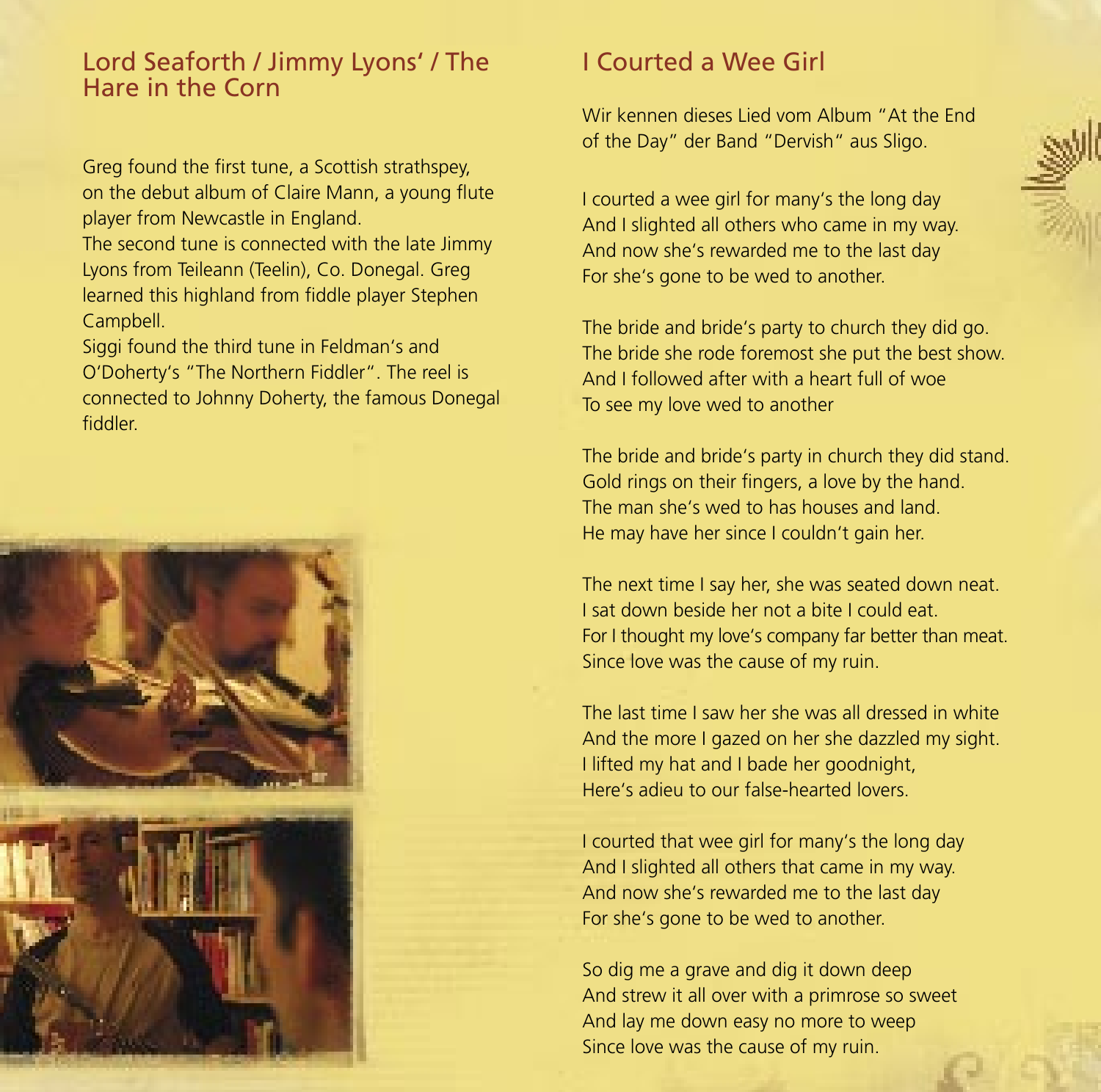## Lord Seaforth / Jimmy Lyons' / The Hare in the Corn

Greg found the first tune, a Scottish strathspey, on the debut album of Claire Mann, a young flute player from Newcastle in England.
The second tune is connected with the late Jimmy Lyons from Teileann (Teelin), Co. Donegal. Greg learned this highland from fiddle player Stephen Campbell.
Siggi found the third tune in Feldman's and O'Doherty's "The Northern Fiddler". The reel is connected to Johnny Doherty, the famous Donegal fiddler.

## I Courted a Wee Girl

Wir kennen dieses Lied vom Album "At the End of the Day" der Band "Dervish" aus Sligo.

I courted a wee girl for many's the long day
And I slighted all others who came in my way.
And now she's rewarded me to the last day
For she's gone to be wed to another.

The bride and bride's party to church they did go.
The bride she rode foremost she put the best show.
And I followed after with a heart full of woe
To see my love wed to another

The bride and bride's party in church they did stand.
Gold rings on their fingers, a love by the hand.
The man she's wed to has houses and land.
He may have her since I couldn't gain her.

The next time I say her, she was seated down neat.
I sat down beside her not a bite I could eat.
For I thought my love's company far better than meat.
Since love was the cause of my ruin.

The last time I saw her she was all dressed in white
And the more I gazed on her she dazzled my sight.
I lifted my hat and I bade her goodnight,
Here's adieu to our false-hearted lovers.

I courted that wee girl for many's the long day
And I slighted all others that came in my way.
And now she's rewarded me to the last day
For she's gone to be wed to another.

So dig me a grave and dig it down deep
And strew it all over with a primrose so sweet
And lay me down easy no more to weep
Since love was the cause of my ruin.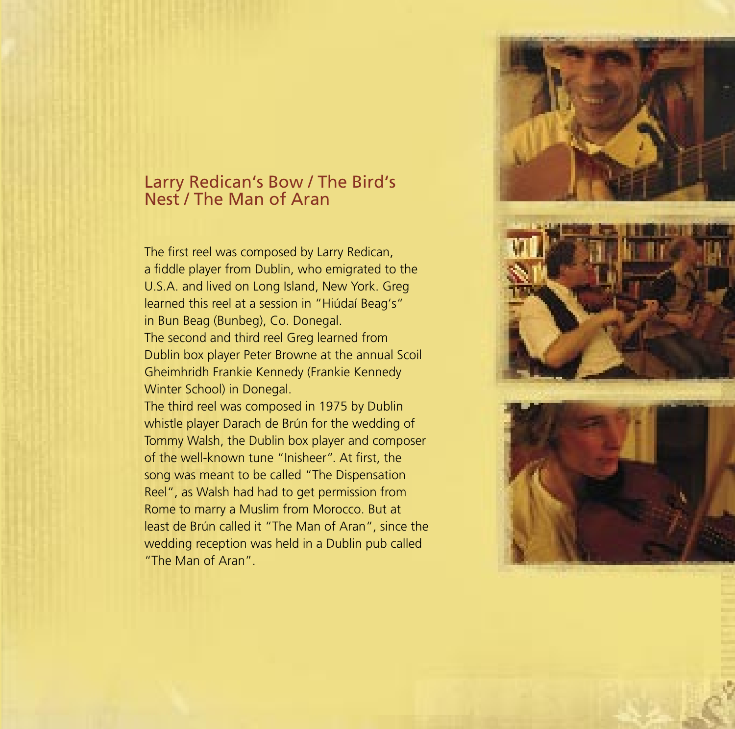## Larry Redican's Bow / The Bird's Nest / The Man of Aran

The first reel was composed by Larry Redican, a fiddle player from Dublin, who emigrated to the U.S.A. and lived on Long Island, New York. Greg learned this reel at a session in "Hiúdaí Beag's" in Bun Beag (Bunbeg), Co. Donegal.
The second and third reel Greg learned from Dublin box player Peter Browne at the annual Scoil Gheimhridh Frankie Kennedy (Frankie Kennedy Winter School) in Donegal.
The third reel was composed in 1975 by Dublin whistle player Darach de Brún for the wedding of Tommy Walsh, the Dublin box player and composer of the well-known tune "Inisheer". At first, the song was meant to be called "The Dispensation Reel", as Walsh had had to get permission from Rome to marry a Muslim from Morocco. But at least de Brún called it "The Man of Aran", since the wedding reception was held in a Dublin pub called "The Man of Aran".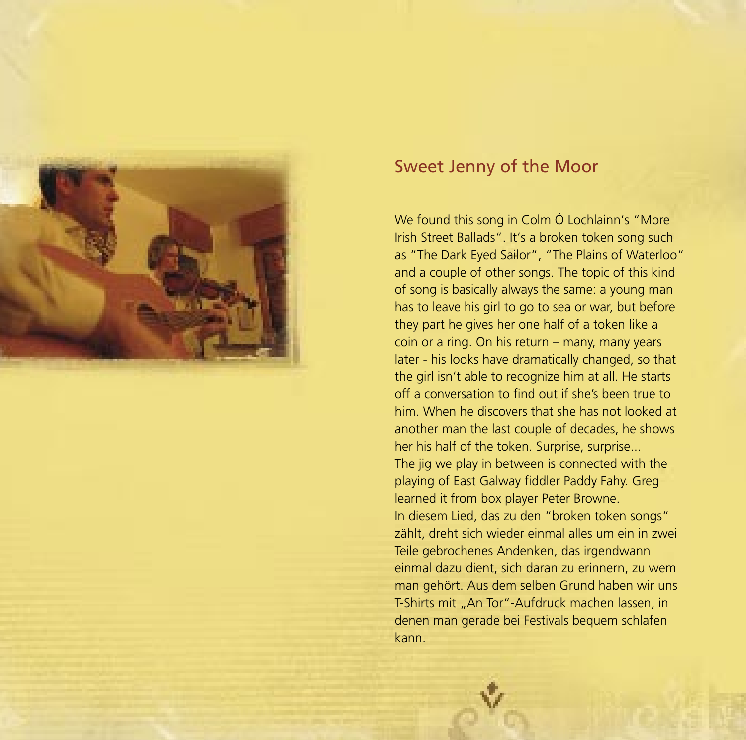## Sweet Jenny of the Moor

We found this song in Colm Ó Lochlainn's "More Irish Street Ballads". It's a broken token song such as "The Dark Eyed Sailor", "The Plains of Waterloo" and a couple of other songs. The topic of this kind of song is basically always the same: a young man has to leave his girl to go to sea or war, but before they part he gives her one half of a token like a coin or a ring. On his return – many, many years later - his looks have dramatically changed, so that the girl isn't able to recognize him at all. He starts off a conversation to find out if she's been true to him. When he discovers that she has not looked at another man the last couple of decades, he shows her his half of the token. Surprise, surprise...
The jig we play in between is connected with the playing of East Galway fiddler Paddy Fahy. Greg learned it from box player Peter Browne.
In diesem Lied, das zu den "broken token songs" zählt, dreht sich wieder einmal alles um ein in zwei Teile gebrochenes Andenken, das irgendwann einmal dazu dient, sich daran zu erinnern, zu wem man gehört. Aus dem selben Grund haben wir uns T-Shirts mit „An Tor"-Aufdruck machen lassen, in denen man gerade bei Festivals bequem schlafen kann.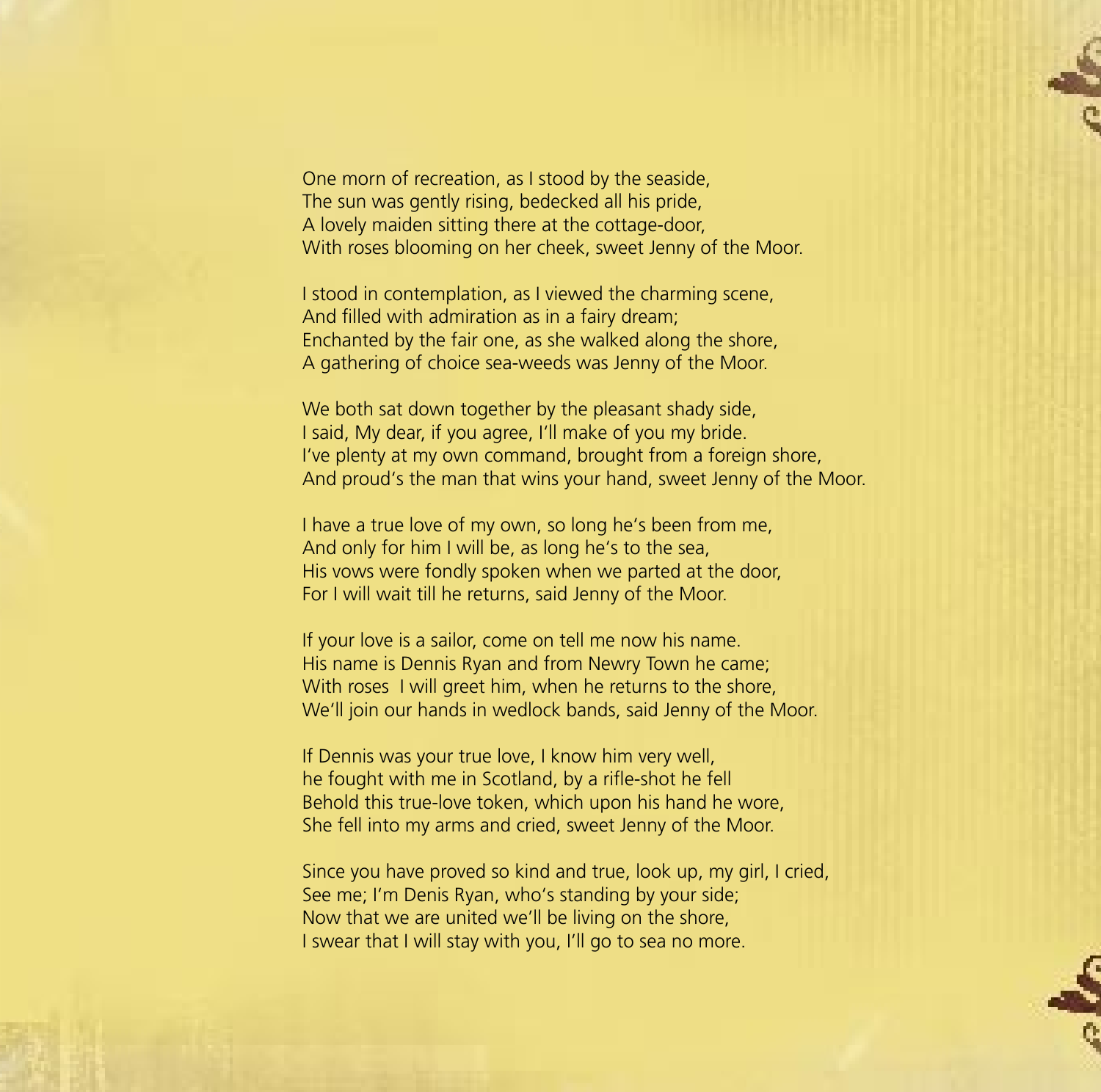One morn of recreation, as I stood by the seaside,
The sun was gently rising, bedecked all his pride,
A lovely maiden sitting there at the cottage-door,
With roses blooming on her cheek, sweet Jenny of the Moor.

I stood in contemplation, as I viewed the charming scene,
And filled with admiration as in a fairy dream;
Enchanted by the fair one, as she walked along the shore,
A gathering of choice sea-weeds was Jenny of the Moor.

We both sat down together by the pleasant shady side,
I said, My dear, if you agree, I'll make of you my bride.
I've plenty at my own command, brought from a foreign shore,
And proud's the man that wins your hand, sweet Jenny of the Moor.

I have a true love of my own, so long he's been from me,
And only for him I will be, as long he's to the sea,
His vows were fondly spoken when we parted at the door,
For I will wait till he returns, said Jenny of the Moor.

If your love is a sailor, come on tell me now his name.
His name is Dennis Ryan and from Newry Town he came;
With roses I will greet him, when he returns to the shore,
We'll join our hands in wedlock bands, said Jenny of the Moor.

If Dennis was your true love, I know him very well,
he fought with me in Scotland, by a rifle-shot he fell
Behold this true-love token, which upon his hand he wore,
She fell into my arms and cried, sweet Jenny of the Moor.

Since you have proved so kind and true, look up, my girl, I cried,
See me; I'm Denis Ryan, who's standing by your side;
Now that we are united we'll be living on the shore,
I swear that I will stay with you, I'll go to sea no more.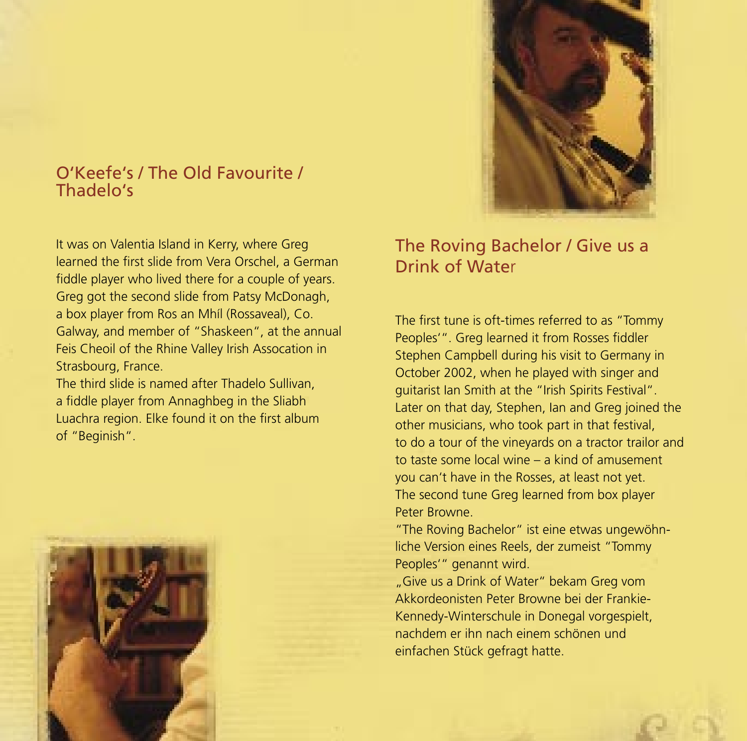## O'Keefe's / The Old Favourite / Thadelo's

It was on Valentia Island in Kerry, where Greg learned the first slide from Vera Orschel, a German fiddle player who lived there for a couple of years. Greg got the second slide from Patsy McDonagh, a box player from Ros an Mhíl (Rossaveal), Co. Galway, and member of "Shaskeen", at the annual Feis Cheoil of the Rhine Valley Irish Assocation in Strasbourg, France.
The third slide is named after Thadelo Sullivan, a fiddle player from Annaghbeg in the Sliabh Luachra region. Elke found it on the first album of "Beginish".

## The Roving Bachelor / Give us a Drink of Water

The first tune is oft-times referred to as "Tommy Peoples'". Greg learned it from Rosses fiddler Stephen Campbell during his visit to Germany in October 2002, when he played with singer and guitarist Ian Smith at the "Irish Spirits Festival". Later on that day, Stephen, Ian and Greg joined the other musicians, who took part in that festival, to do a tour of the vineyards on a tractor trailor and to taste some local wine – a kind of amusement you can't have in the Rosses, at least not yet.
The second tune Greg learned from box player Peter Browne.
"The Roving Bachelor" ist eine etwas ungewöhnliche Version eines Reels, der zumeist "Tommy Peoples'" genannt wird.
„Give us a Drink of Water" bekam Greg vom Akkordeonisten Peter Browne bei der Frankie-Kennedy-Winterschule in Donegal vorgespielt, nachdem er ihn nach einem schönen und einfachen Stück gefragt hatte.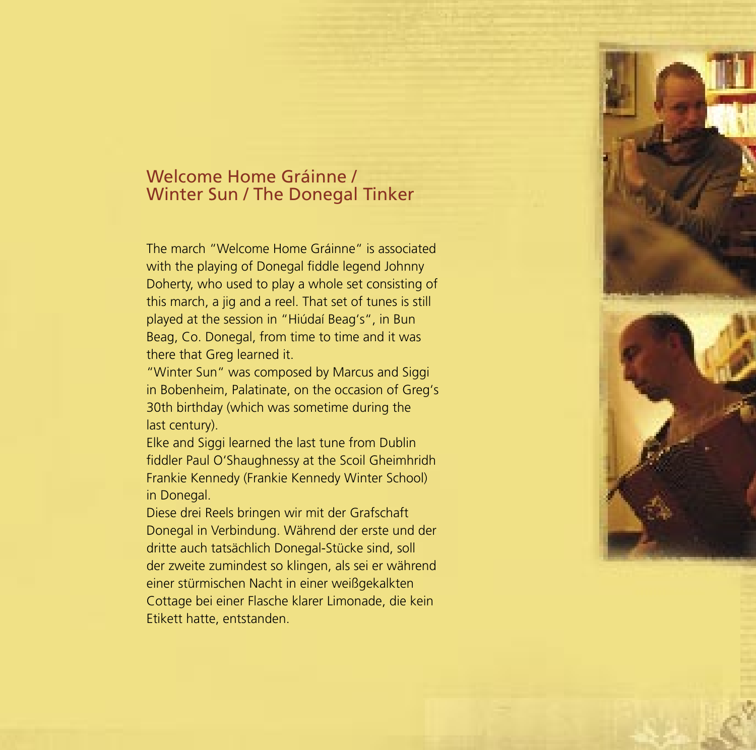## Welcome Home Gráinne / Winter Sun / The Donegal Tinker

The march "Welcome Home Gráinne" is associated with the playing of Donegal fiddle legend Johnny Doherty, who used to play a whole set consisting of this march, a jig and a reel. That set of tunes is still played at the session in "Hiúdaí Beag's", in Bun Beag, Co. Donegal, from time to time and it was there that Greg learned it.

"Winter Sun" was composed by Marcus and Siggi in Bobenheim, Palatinate, on the occasion of Greg's 30th birthday (which was sometime during the last century).

Elke and Siggi learned the last tune from Dublin fiddler Paul O'Shaughnessy at the Scoil Gheimhridh Frankie Kennedy (Frankie Kennedy Winter School) in Donegal.

Diese drei Reels bringen wir mit der Grafschaft Donegal in Verbindung. Während der erste und der dritte auch tatsächlich Donegal-Stücke sind, soll der zweite zumindest so klingen, als sei er während einer stürmischen Nacht in einer weißgekalkten Cottage bei einer Flasche klarer Limonade, die kein Etikett hatte, entstanden.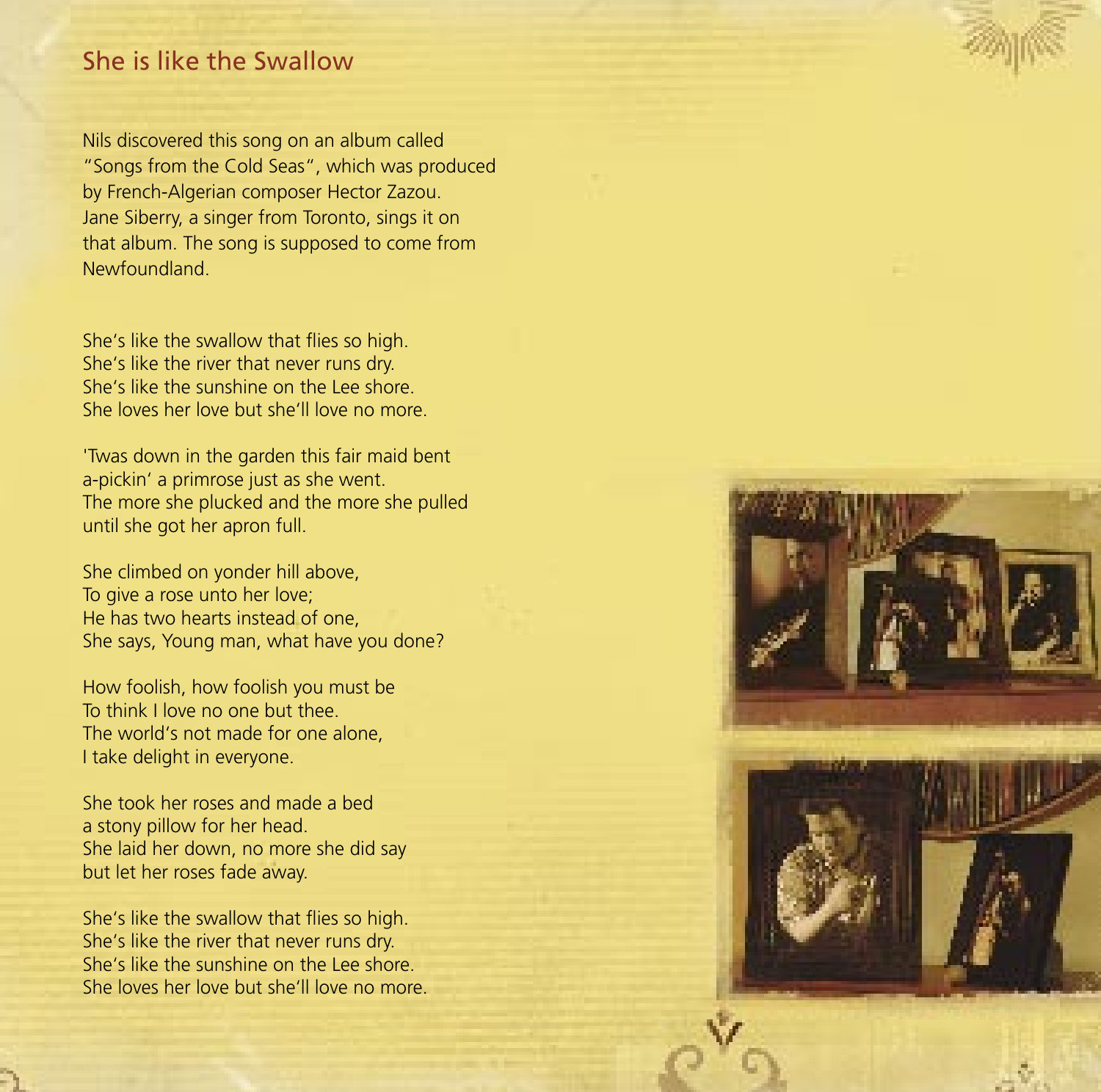## She is like the Swallow

Nils discovered this song on an album called "Songs from the Cold Seas", which was produced by French-Algerian composer Hector Zazou. Jane Siberry, a singer from Toronto, sings it on that album. The song is supposed to come from Newfoundland.

She's like the swallow that flies so high.
She's like the river that never runs dry.
She's like the sunshine on the Lee shore.
She loves her love but she'll love no more.

'Twas down in the garden this fair maid bent
a-pickin' a primrose just as she went.
The more she plucked and the more she pulled
until she got her apron full.

She climbed on yonder hill above,
To give a rose unto her love;
He has two hearts instead of one,
She says, Young man, what have you done?

How foolish, how foolish you must be
To think I love no one but thee.
The world's not made for one alone,
I take delight in everyone.

She took her roses and made a bed
a stony pillow for her head.
She laid her down, no more she did say
but let her roses fade away.

She's like the swallow that flies so high.
She's like the river that never runs dry.
She's like the sunshine on the Lee shore.
She loves her love but she'll love no more.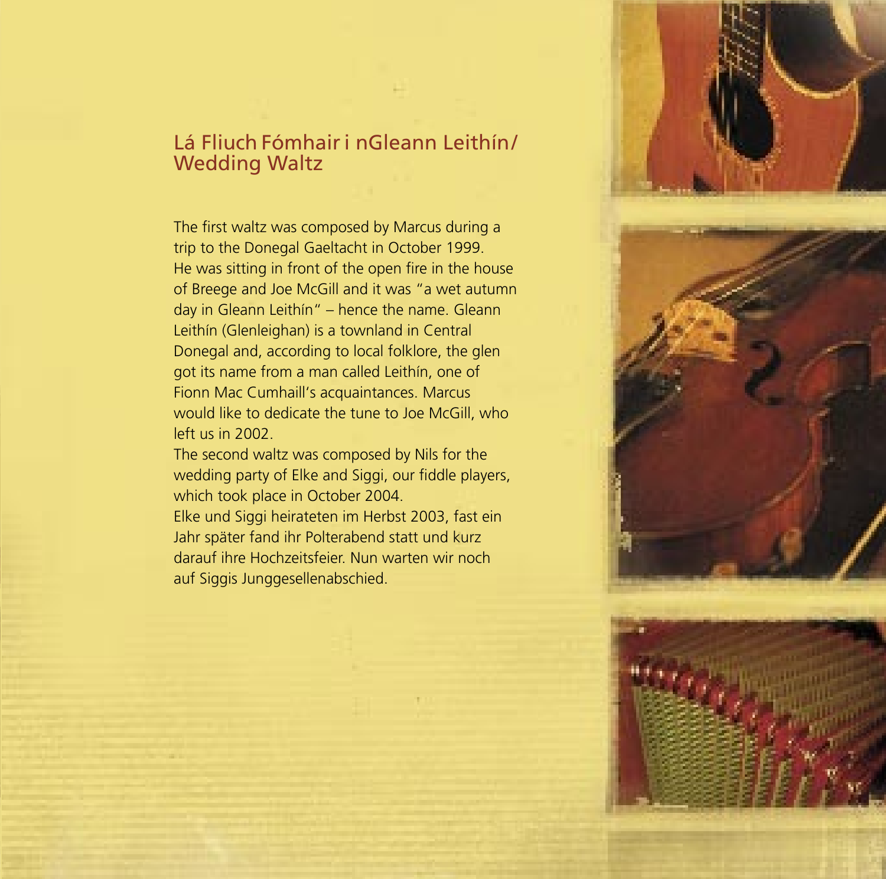## Lá Fliuch Fómhair i nGleann Leithín/ Wedding Waltz

The first waltz was composed by Marcus during a trip to the Donegal Gaeltacht in October 1999. He was sitting in front of the open fire in the house of Breege and Joe McGill and it was "a wet autumn day in Gleann Leithín" – hence the name. Gleann Leithín (Glenleighan) is a townland in Central Donegal and, according to local folklore, the glen got its name from a man called Leithín, one of Fionn Mac Cumhaill's acquaintances. Marcus would like to dedicate the tune to Joe McGill, who left us in 2002.

The second waltz was composed by Nils for the wedding party of Elke and Siggi, our fiddle players, which took place in October 2004.

Elke und Siggi heirateten im Herbst 2003, fast ein Jahr später fand ihr Polterabend statt und kurz darauf ihre Hochzeitsfeier. Nun warten wir noch auf Siggis Junggesellenabschied.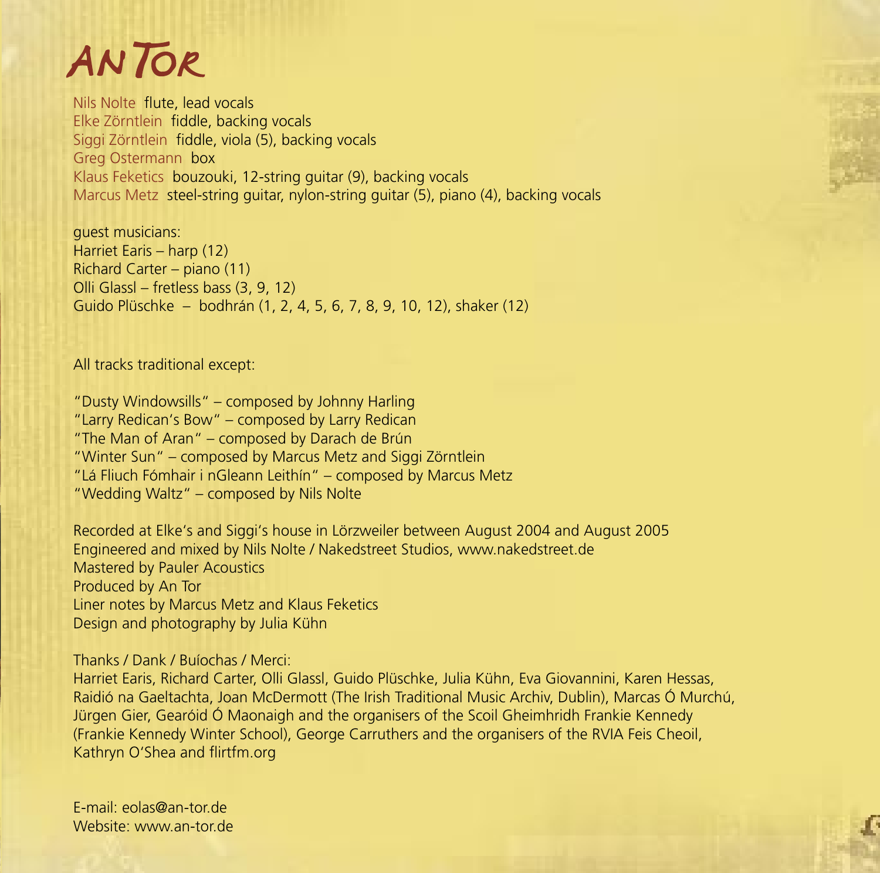# AN TOR

Nils Nolte flute, lead vocals
Elke Zörntlein fiddle, backing vocals
Siggi Zörntlein fiddle, viola (5), backing vocals
Greg Ostermann box
Klaus Feketics bouzouki, 12-string guitar (9), backing vocals
Marcus Metz steel-string guitar, nylon-string guitar (5), piano (4), backing vocals

guest musicians:
Harriet Earis – harp (12)
Richard Carter – piano (11)
Olli Glassl – fretless bass (3, 9, 12)
Guido Plüschke – bodhrán (1, 2, 4, 5, 6, 7, 8, 9, 10, 12), shaker (12)

All tracks traditional except:

"Dusty Windowsills" – composed by Johnny Harling
"Larry Redican's Bow" – composed by Larry Redican
"The Man of Aran" – composed by Darach de Brún
"Winter Sun" – composed by Marcus Metz and Siggi Zörntlein
"Lá Fliuch Fómhair i nGleann Leithín" – composed by Marcus Metz
"Wedding Waltz" – composed by Nils Nolte

Recorded at Elke's and Siggi's house in Lörzweiler between August 2004 and August 2005
Engineered and mixed by Nils Nolte / Nakedstreet Studios, www.nakedstreet.de
Mastered by Pauler Acoustics
Produced by An Tor
Liner notes by Marcus Metz and Klaus Feketics
Design and photography by Julia Kühn

Thanks / Dank / Buíochas / Merci:
Harriet Earis, Richard Carter, Olli Glassl, Guido Plüschke, Julia Kühn, Eva Giovannini, Karen Hessas, Raidió na Gaeltachta, Joan McDermott (The Irish Traditional Music Archiv, Dublin), Marcas Ó Murchú, Jürgen Gier, Gearóid Ó Maonaigh and the organisers of the Scoil Gheimhridh Frankie Kennedy (Frankie Kennedy Winter School), George Carruthers and the organisers of the RVIA Feis Cheoil, Kathryn O'Shea and flirtfm.org

E-mail: eolas@an-tor.de
Website: www.an-tor.de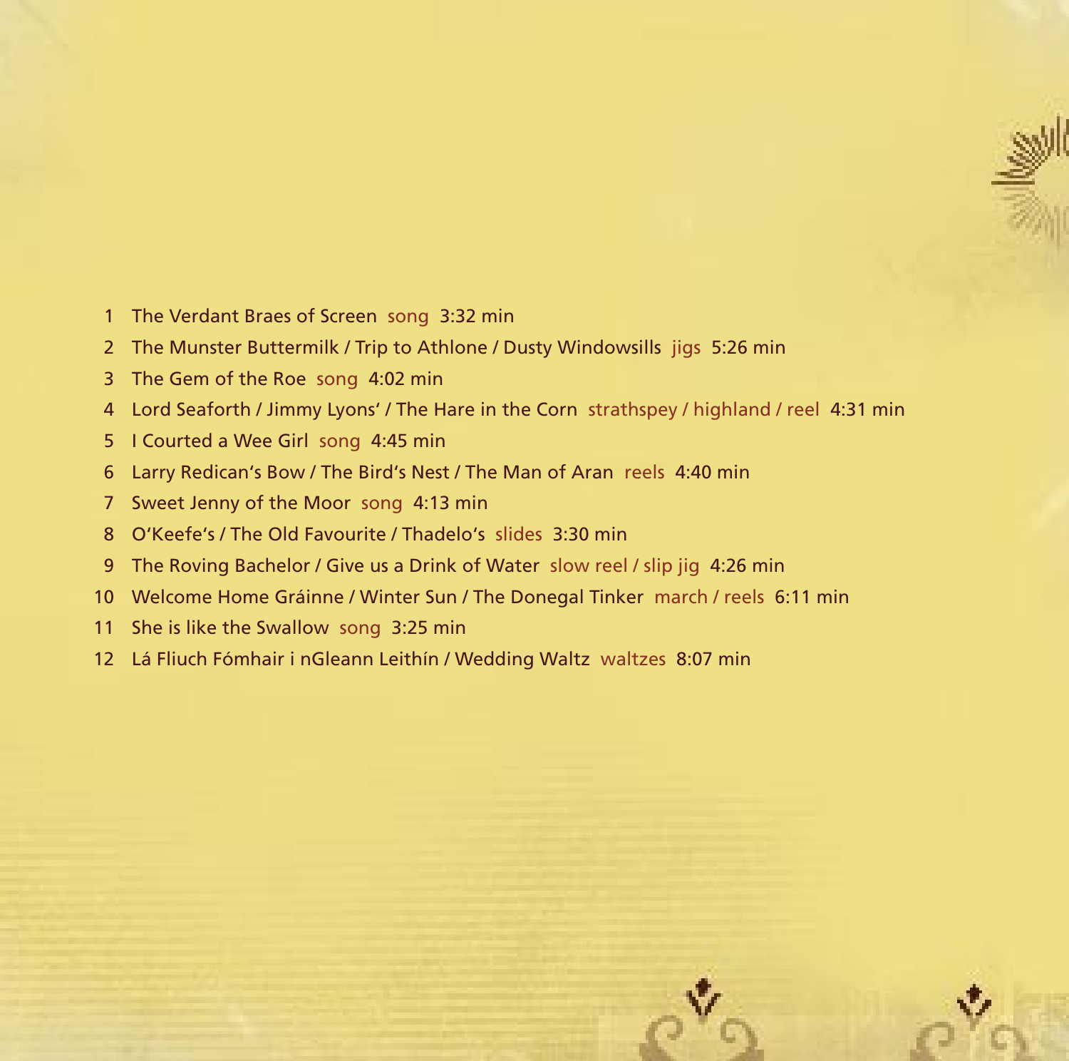1 The Verdant Braes of Screen song 3:32 min
2 The Munster Buttermilk / Trip to Athlone / Dusty Windowsills jigs 5:26 min
3 The Gem of the Roe song 4:02 min
4 Lord Seaforth / Jimmy Lyons' / The Hare in the Corn strathspey / highland / reel 4:31 min
5 I Courted a Wee Girl song 4:45 min
6 Larry Redican's Bow / The Bird's Nest / The Man of Aran reels 4:40 min
7 Sweet Jenny of the Moor song 4:13 min
8 O'Keefe's / The Old Favourite / Thadelo's slides 3:30 min
9 The Roving Bachelor / Give us a Drink of Water slow reel / slip jig 4:26 min
10 Welcome Home Gráinne / Winter Sun / The Donegal Tinker march / reels 6:11 min
11 She is like the Swallow song 3:25 min
12 Lá Fliuch Fómhair i nGleann Leithín / Wedding Waltz waltzes 8:07 min